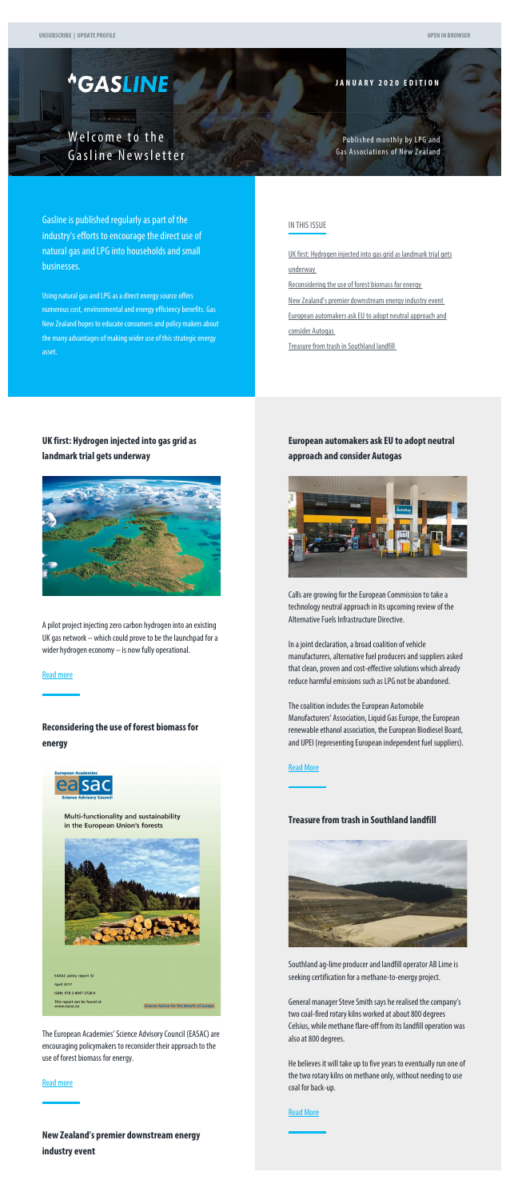UNSUBSCRIBE | UPDATE PROFILE

OPEN IN BROWSER

# GASLINE

## Welcome to the Gasline Newsletter

**JANUARY 2020 EDITION**

Published monthly by LPG and Gas Associations of New Zealand

Gasline is published regularly as part of the industry's efforts to encourage the direct use of natural gas and LPG into households and small businesses.

Using natural gas and LPG as a direct energy source offers numerous cost, environmental and energy efficiency benefits. Gas New Zealand hopes to educate consumers and policy makers about the many advantages of making wider use of this strategic energy asset.

### IN THIS ISSUE

- UK first: Hydrogen injected into gas grid as landmark trial gets underway
- Reconsidering the use of forest biomass for energy
- New Zealand's premier downstream energy industry event
- European automakers ask EU to adopt neutral approach and consider Autogas
- Treasure from trash in Southland landfill

## UK first: Hydrogen injected into gas grid as landmark trial gets underway

A pilot project injecting zero carbon hydrogen into an existing UK gas network – which could prove to be the launchpad for a wider hydrogen economy – is now fully operational.

Read more

## Reconsidering the use of forest biomass for energy

European Academies easac Science Advisory Council

Multi-functionality and sustainability in the European Union's forests

EASAC policy report 32
April 2017
ISBN: 978-3-8047-3728-0
This report can be found at www.easac.eu

Science Advice for the Benefit of Europe

The European Academies' Science Advisory Council (EASAC) are encouraging policymakers to reconsider their approach to the use of forest biomass for energy.

Read more

## New Zealand's premier downstream energy industry event

## European automakers ask EU to adopt neutral approach and consider Autogas

Calls are growing for the European Commission to take a technology neutral approach in its upcoming review of the Alternative Fuels Infrastructure Directive.

In a joint declaration, a broad coalition of vehicle manufacturers, alternative fuel producers and suppliers asked that clean, proven and cost-effective solutions which already reduce harmful emissions such as LPG not be abandoned.

The coalition includes the European Automobile Manufacturers' Association, Liquid Gas Europe, the European renewable ethanol association, the European Biodiesel Board, and UPEI (representing European independent fuel suppliers).

Read More

## Treasure from trash in Southland landfill

Southland ag-lime producer and landfill operator AB Lime is seeking certification for a methane-to-energy project.

General manager Steve Smith says he realised the company's two coal-fired rotary kilns worked at about 800 degrees Celsius, while methane flare-off from its landfill operation was also at 800 degrees.

He believes it will take up to five years to eventually run one of the two rotary kilns on methane only, without needing to use coal for back-up.

Read More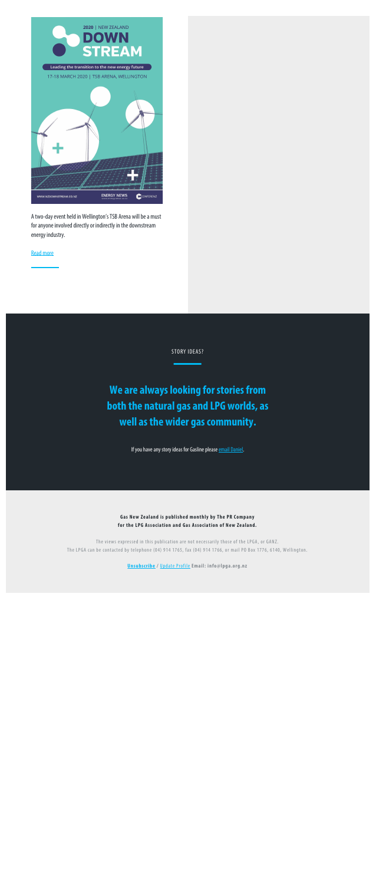2020 | NEW ZEALAND

DOWN STREAM

Leading the transition to the new energy future

17-18 MARCH 2020 | TSB ARENA, WELLINGTON

WWW.NZDOWNSTREAM.CO.NZ ENERGY NEWS CONFERENZ

A two-day event held in Wellington's TSB Arena will be a must for anyone involved directly or indirectly in the downstream energy industry.

Read more

STORY IDEAS?

## We are always looking for stories from both the natural gas and LPG worlds, as well as the wider gas community.

If you have any story ideas for Gasline please email Daniel.

**Gas New Zealand is published monthly by The PR Company for the LPG Association and Gas Association of New Zealand.**

The views expressed in this publication are not necessarily those of the LPGA, or GANZ.
The LPGA can be contacted by telephone (04) 914 1765, fax (04) 914 1766, or mail PO Box 1776, 6140, Wellington.

**Unsubscribe** / Update Profile **Email: info@lpga.org.nz**